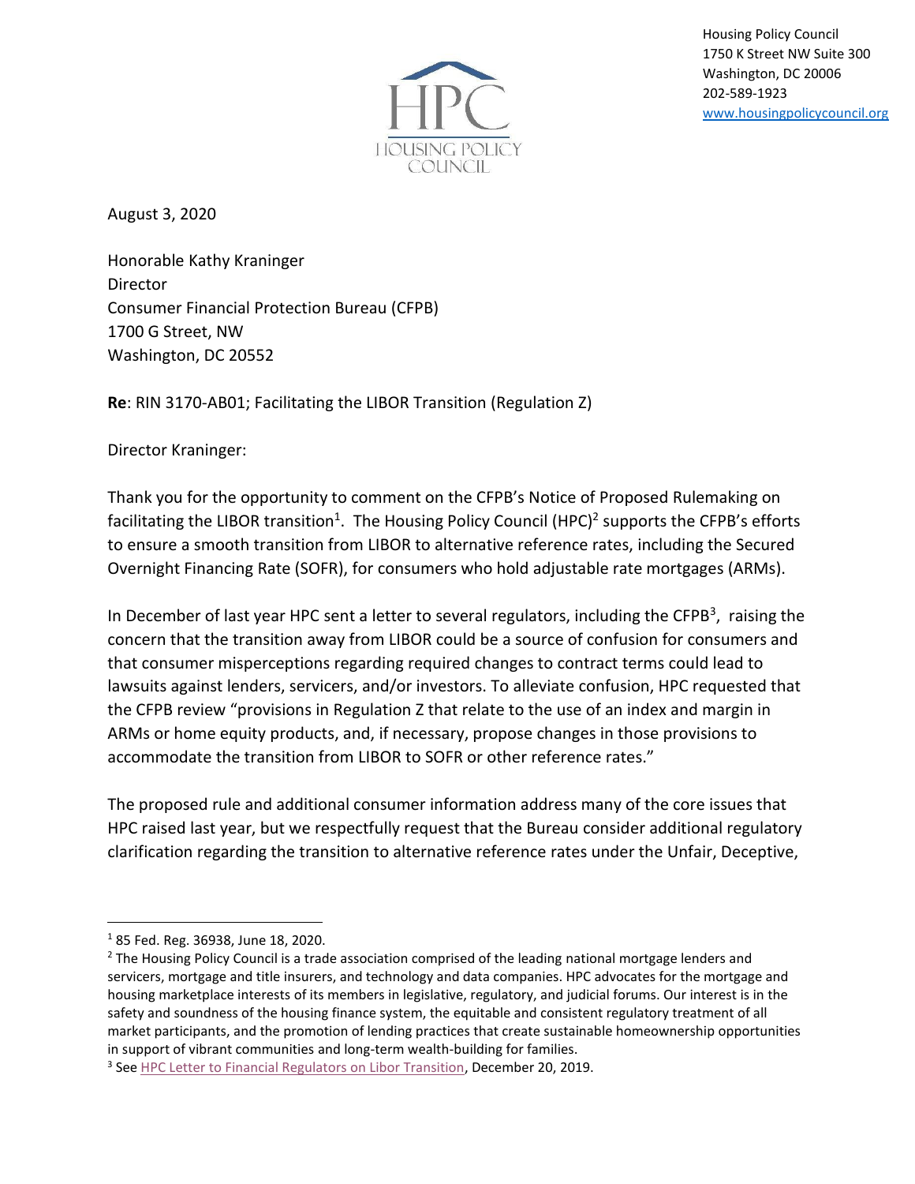HPC
HOUSING POLICY COUNCIL

Housing Policy Council
1750 K Street NW Suite 300
Washington, DC 20006
202-589-1923
www.housingpolicycouncil.org

August 3, 2020

Honorable Kathy Kraninger
Director
Consumer Financial Protection Bureau (CFPB)
1700 G Street, NW
Washington, DC 20552

**Re**: RIN 3170-AB01; Facilitating the LIBOR Transition (Regulation Z)

Director Kraninger:

Thank you for the opportunity to comment on the CFPB's Notice of Proposed Rulemaking on facilitating the LIBOR transition[1]. The Housing Policy Council (HPC)[2] supports the CFPB's efforts to ensure a smooth transition from LIBOR to alternative reference rates, including the Secured Overnight Financing Rate (SOFR), for consumers who hold adjustable rate mortgages (ARMs).

In December of last year HPC sent a letter to several regulators, including the CFPB[3], raising the concern that the transition away from LIBOR could be a source of confusion for consumers and that consumer misperceptions regarding required changes to contract terms could lead to lawsuits against lenders, servicers, and/or investors. To alleviate confusion, HPC requested that the CFPB review "provisions in Regulation Z that relate to the use of an index and margin in ARMs or home equity products, and, if necessary, propose changes in those provisions to accommodate the transition from LIBOR to SOFR or other reference rates."

The proposed rule and additional consumer information address many of the core issues that HPC raised last year, but we respectfully request that the Bureau consider additional regulatory clarification regarding the transition to alternative reference rates under the Unfair, Deceptive,

---

[1] 85 Fed. Reg. 36938, June 18, 2020.

[2] The Housing Policy Council is a trade association comprised of the leading national mortgage lenders and servicers, mortgage and title insurers, and technology and data companies. HPC advocates for the mortgage and housing marketplace interests of its members in legislative, regulatory, and judicial forums. Our interest is in the safety and soundness of the housing finance system, the equitable and consistent regulatory treatment of all market participants, and the promotion of lending practices that create sustainable homeownership opportunities in support of vibrant communities and long-term wealth-building for families.

[3] See HPC Letter to Financial Regulators on Libor Transition, December 20, 2019.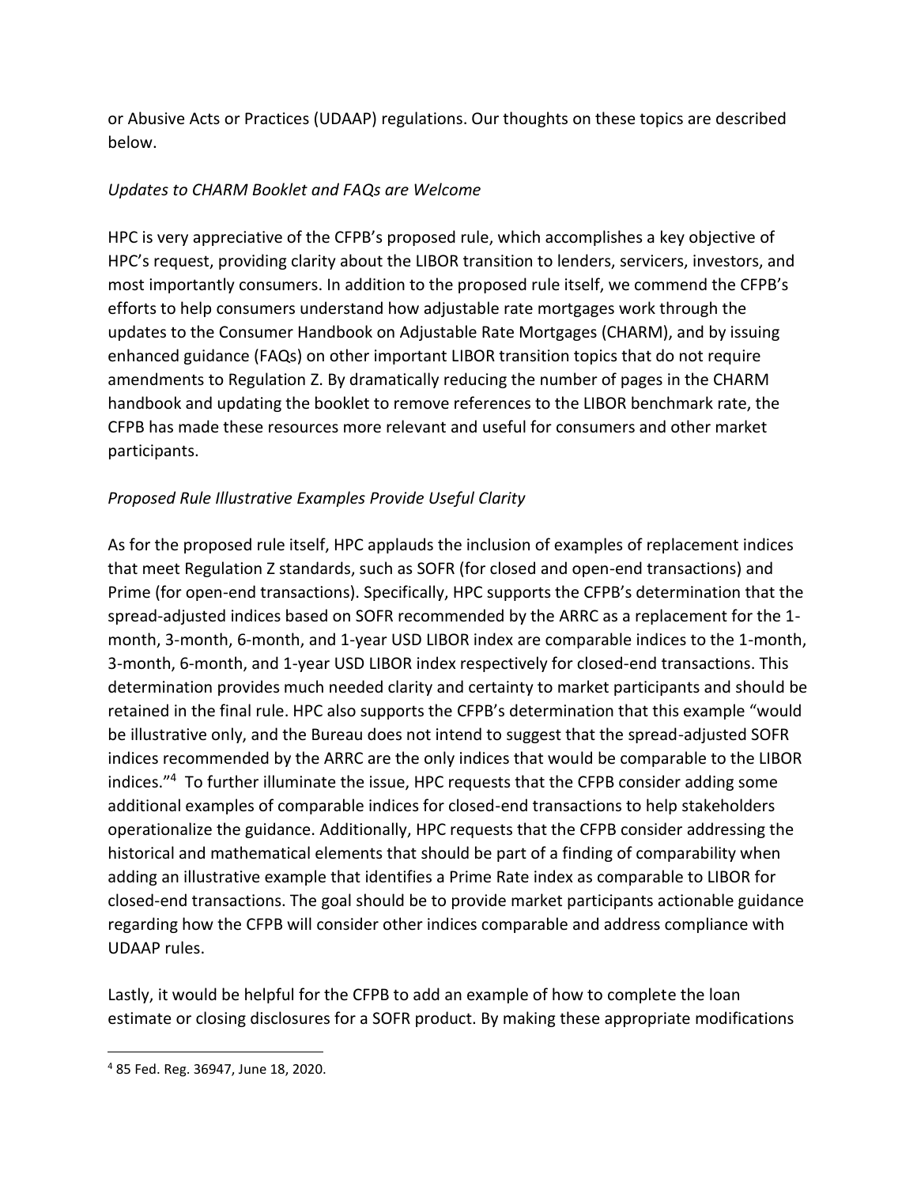or Abusive Acts or Practices (UDAAP) regulations. Our thoughts on these topics are described below.

*Updates to CHARM Booklet and FAQs are Welcome*

HPC is very appreciative of the CFPB's proposed rule, which accomplishes a key objective of HPC's request, providing clarity about the LIBOR transition to lenders, servicers, investors, and most importantly consumers. In addition to the proposed rule itself, we commend the CFPB's efforts to help consumers understand how adjustable rate mortgages work through the updates to the Consumer Handbook on Adjustable Rate Mortgages (CHARM), and by issuing enhanced guidance (FAQs) on other important LIBOR transition topics that do not require amendments to Regulation Z. By dramatically reducing the number of pages in the CHARM handbook and updating the booklet to remove references to the LIBOR benchmark rate, the CFPB has made these resources more relevant and useful for consumers and other market participants.

*Proposed Rule Illustrative Examples Provide Useful Clarity*

As for the proposed rule itself, HPC applauds the inclusion of examples of replacement indices that meet Regulation Z standards, such as SOFR (for closed and open-end transactions) and Prime (for open-end transactions). Specifically, HPC supports the CFPB's determination that the spread-adjusted indices based on SOFR recommended by the ARRC as a replacement for the 1-month, 3-month, 6-month, and 1-year USD LIBOR index are comparable indices to the 1-month, 3-month, 6-month, and 1-year USD LIBOR index respectively for closed-end transactions. This determination provides much needed clarity and certainty to market participants and should be retained in the final rule. HPC also supports the CFPB's determination that this example "would be illustrative only, and the Bureau does not intend to suggest that the spread-adjusted SOFR indices recommended by the ARRC are the only indices that would be comparable to the LIBOR indices."[4] To further illuminate the issue, HPC requests that the CFPB consider adding some additional examples of comparable indices for closed-end transactions to help stakeholders operationalize the guidance. Additionally, HPC requests that the CFPB consider addressing the historical and mathematical elements that should be part of a finding of comparability when adding an illustrative example that identifies a Prime Rate index as comparable to LIBOR for closed-end transactions. The goal should be to provide market participants actionable guidance regarding how the CFPB will consider other indices comparable and address compliance with UDAAP rules.

Lastly, it would be helpful for the CFPB to add an example of how to complete the loan estimate or closing disclosures for a SOFR product. By making these appropriate modifications

[4] 85 Fed. Reg. 36947, June 18, 2020.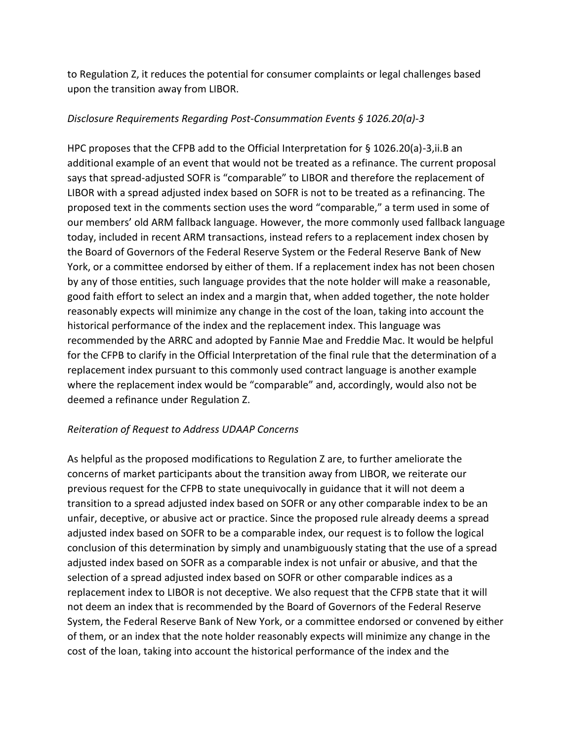to Regulation Z, it reduces the potential for consumer complaints or legal challenges based upon the transition away from LIBOR.

*Disclosure Requirements Regarding Post-Consummation Events § 1026.20(a)-3*

HPC proposes that the CFPB add to the Official Interpretation for § 1026.20(a)-3,ii.B an additional example of an event that would not be treated as a refinance. The current proposal says that spread-adjusted SOFR is "comparable" to LIBOR and therefore the replacement of LIBOR with a spread adjusted index based on SOFR is not to be treated as a refinancing. The proposed text in the comments section uses the word "comparable," a term used in some of our members' old ARM fallback language. However, the more commonly used fallback language today, included in recent ARM transactions, instead refers to a replacement index chosen by the Board of Governors of the Federal Reserve System or the Federal Reserve Bank of New York, or a committee endorsed by either of them. If a replacement index has not been chosen by any of those entities, such language provides that the note holder will make a reasonable, good faith effort to select an index and a margin that, when added together, the note holder reasonably expects will minimize any change in the cost of the loan, taking into account the historical performance of the index and the replacement index. This language was recommended by the ARRC and adopted by Fannie Mae and Freddie Mac. It would be helpful for the CFPB to clarify in the Official Interpretation of the final rule that the determination of a replacement index pursuant to this commonly used contract language is another example where the replacement index would be "comparable" and, accordingly, would also not be deemed a refinance under Regulation Z.

*Reiteration of Request to Address UDAAP Concerns*

As helpful as the proposed modifications to Regulation Z are, to further ameliorate the concerns of market participants about the transition away from LIBOR, we reiterate our previous request for the CFPB to state unequivocally in guidance that it will not deem a transition to a spread adjusted index based on SOFR or any other comparable index to be an unfair, deceptive, or abusive act or practice. Since the proposed rule already deems a spread adjusted index based on SOFR to be a comparable index, our request is to follow the logical conclusion of this determination by simply and unambiguously stating that the use of a spread adjusted index based on SOFR as a comparable index is not unfair or abusive, and that the selection of a spread adjusted index based on SOFR or other comparable indices as a replacement index to LIBOR is not deceptive. We also request that the CFPB state that it will not deem an index that is recommended by the Board of Governors of the Federal Reserve System, the Federal Reserve Bank of New York, or a committee endorsed or convened by either of them, or an index that the note holder reasonably expects will minimize any change in the cost of the loan, taking into account the historical performance of the index and the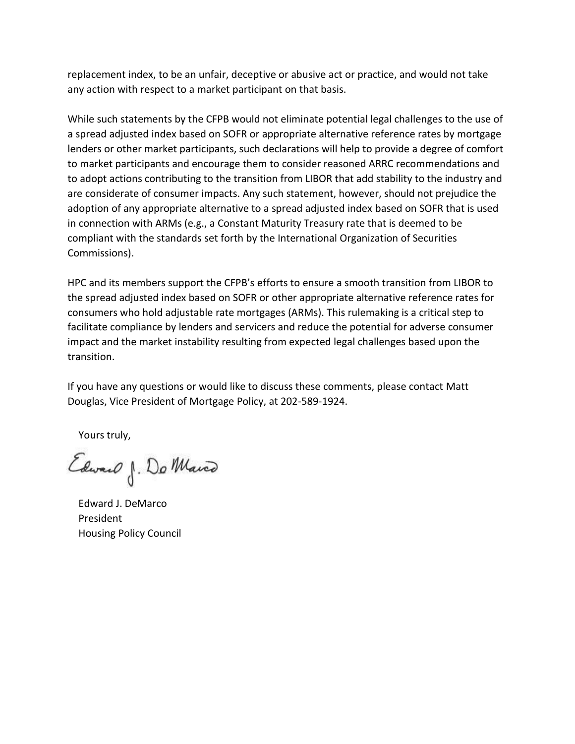replacement index, to be an unfair, deceptive or abusive act or practice, and would not take any action with respect to a market participant on that basis.

While such statements by the CFPB would not eliminate potential legal challenges to the use of a spread adjusted index based on SOFR or appropriate alternative reference rates by mortgage lenders or other market participants, such declarations will help to provide a degree of comfort to market participants and encourage them to consider reasoned ARRC recommendations and to adopt actions contributing to the transition from LIBOR that add stability to the industry and are considerate of consumer impacts. Any such statement, however, should not prejudice the adoption of any appropriate alternative to a spread adjusted index based on SOFR that is used in connection with ARMs (e.g., a Constant Maturity Treasury rate that is deemed to be compliant with the standards set forth by the International Organization of Securities Commissions).

HPC and its members support the CFPB's efforts to ensure a smooth transition from LIBOR to the spread adjusted index based on SOFR or other appropriate alternative reference rates for consumers who hold adjustable rate mortgages (ARMs). This rulemaking is a critical step to facilitate compliance by lenders and servicers and reduce the potential for adverse consumer impact and the market instability resulting from expected legal challenges based upon the transition.

If you have any questions or would like to discuss these comments, please contact Matt Douglas, Vice President of Mortgage Policy, at 202-589-1924.

Yours truly,

Edward J. DeMarco

Edward J. DeMarco
President
Housing Policy Council